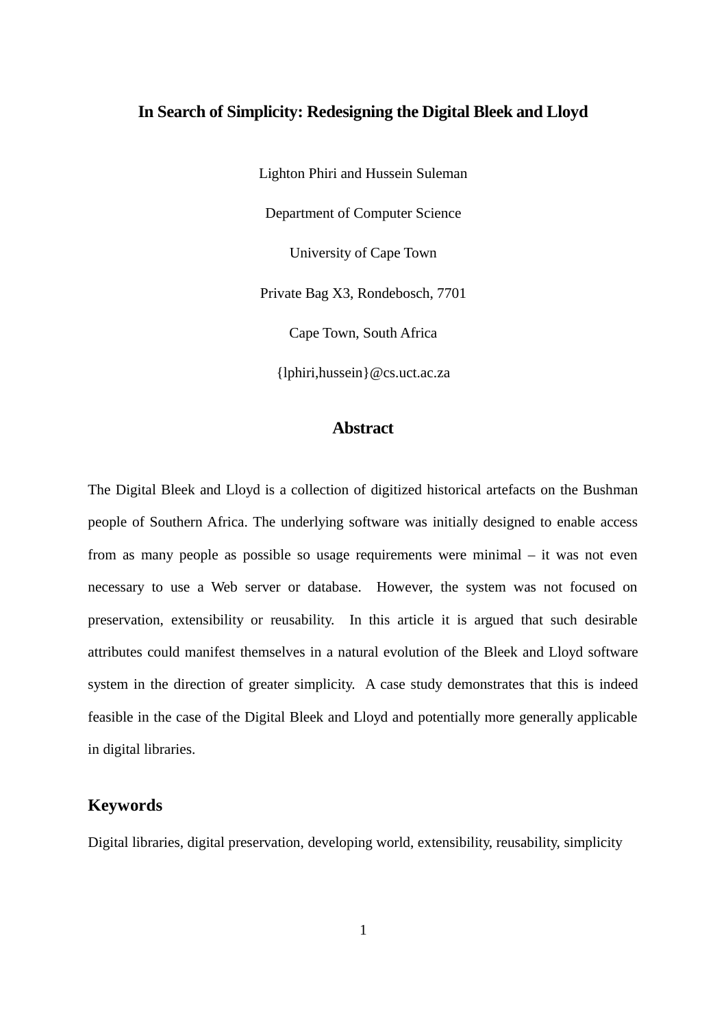# In Search of Simplicity: Redesigning the Digital Bleek and Lloyd

Lighton Phiri and Hussein Suleman

Department of Computer Science

University of Cape Town

Private Bag X3, Rondebosch, 7701

Cape Town, South Africa

{lphiri,hussein}@cs.uct.ac.za

## Abstract

The Digital Bleek and Lloyd is a collection of digitized historical artefacts on the Bushman people of Southern Africa. The underlying software was initially designed to enable access from as many people as possible so usage requirements were minimal – it was not even necessary to use a Web server or database. However, the system was not focused on preservation, extensibility or reusability. In this article it is argued that such desirable attributes could manifest themselves in a natural evolution of the Bleek and Lloyd software system in the direction of greater simplicity. A case study demonstrates that this is indeed feasible in the case of the Digital Bleek and Lloyd and potentially more generally applicable in digital libraries.

## Keywords

Digital libraries, digital preservation, developing world, extensibility, reusability, simplicity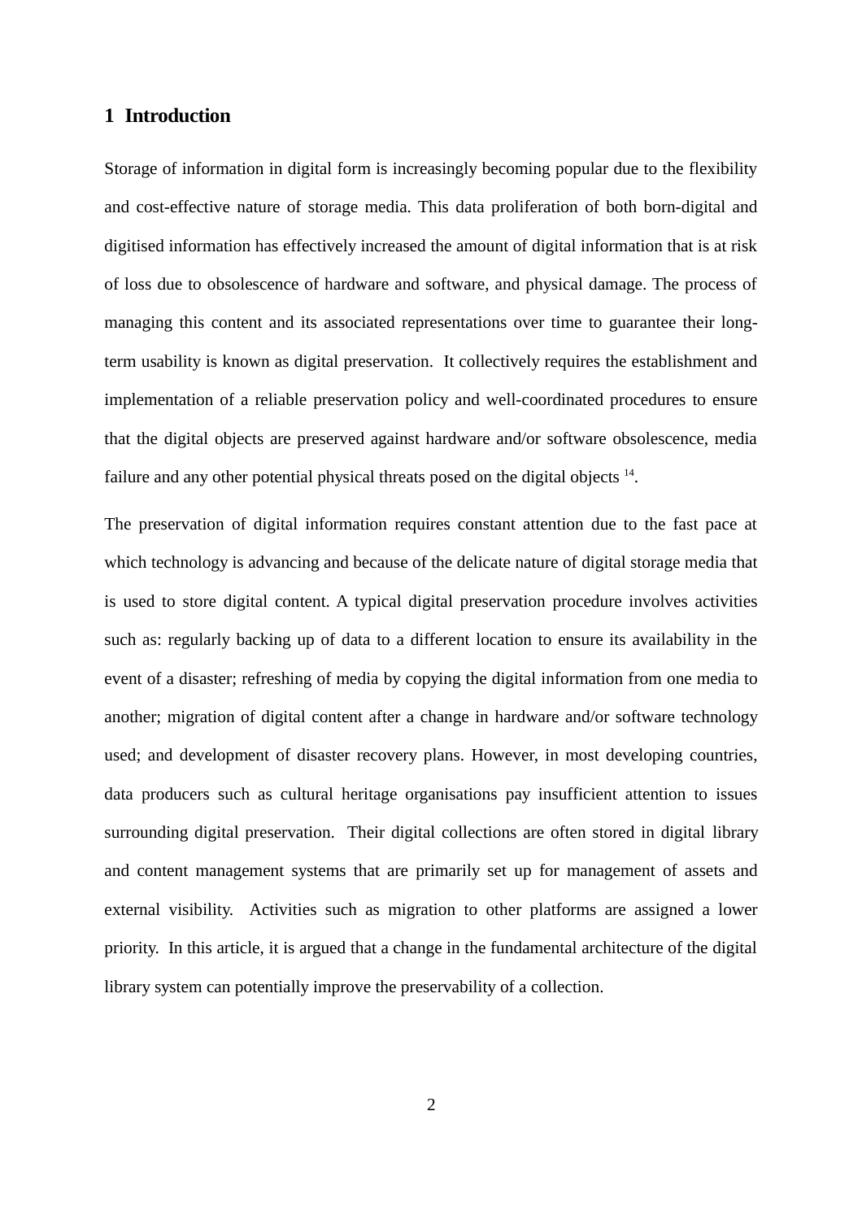## 1 Introduction

Storage of information in digital form is increasingly becoming popular due to the flexibility and cost-effective nature of storage media. This data proliferation of both born-digital and digitised information has effectively increased the amount of digital information that is at risk of loss due to obsolescence of hardware and software, and physical damage. The process of managing this content and its associated representations over time to guarantee their long-term usability is known as digital preservation. It collectively requires the establishment and implementation of a reliable preservation policy and well-coordinated procedures to ensure that the digital objects are preserved against hardware and/or software obsolescence, media failure and any other potential physical threats posed on the digital objects [14].

The preservation of digital information requires constant attention due to the fast pace at which technology is advancing and because of the delicate nature of digital storage media that is used to store digital content. A typical digital preservation procedure involves activities such as: regularly backing up of data to a different location to ensure its availability in the event of a disaster; refreshing of media by copying the digital information from one media to another; migration of digital content after a change in hardware and/or software technology used; and development of disaster recovery plans. However, in most developing countries, data producers such as cultural heritage organisations pay insufficient attention to issues surrounding digital preservation. Their digital collections are often stored in digital library and content management systems that are primarily set up for management of assets and external visibility. Activities such as migration to other platforms are assigned a lower priority. In this article, it is argued that a change in the fundamental architecture of the digital library system can potentially improve the preservability of a collection.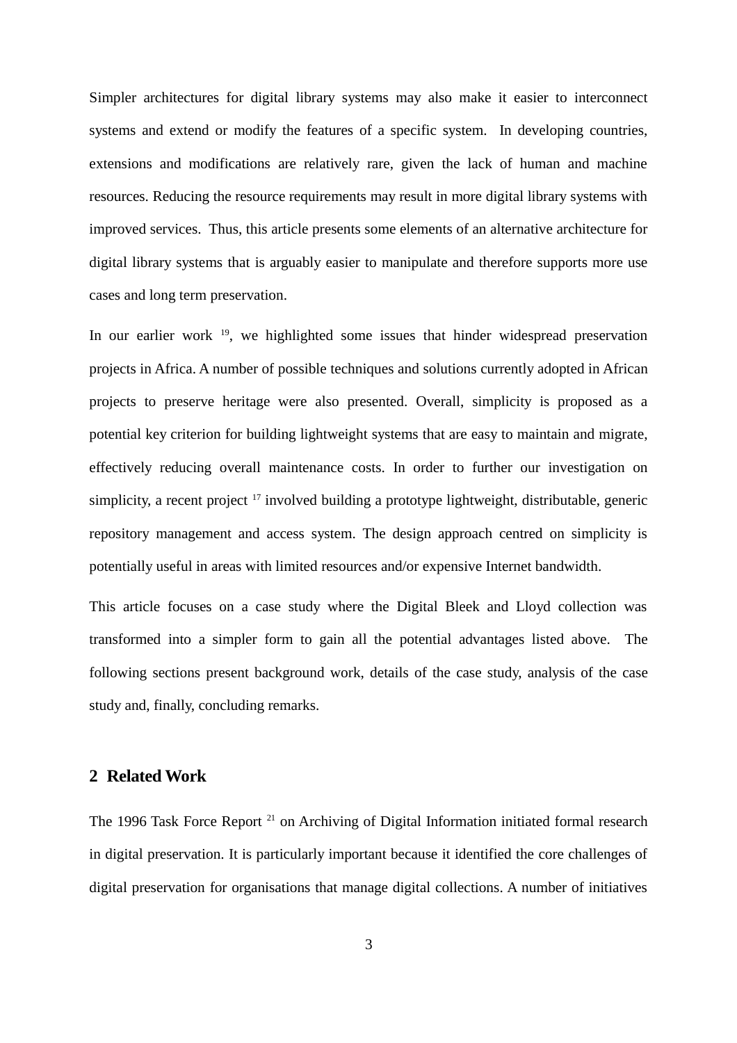Simpler architectures for digital library systems may also make it easier to interconnect systems and extend or modify the features of a specific system. In developing countries, extensions and modifications are relatively rare, given the lack of human and machine resources. Reducing the resource requirements may result in more digital library systems with improved services. Thus, this article presents some elements of an alternative architecture for digital library systems that is arguably easier to manipulate and therefore supports more use cases and long term preservation.

In our earlier work [19], we highlighted some issues that hinder widespread preservation projects in Africa. A number of possible techniques and solutions currently adopted in African projects to preserve heritage were also presented. Overall, simplicity is proposed as a potential key criterion for building lightweight systems that are easy to maintain and migrate, effectively reducing overall maintenance costs. In order to further our investigation on simplicity, a recent project [17] involved building a prototype lightweight, distributable, generic repository management and access system. The design approach centred on simplicity is potentially useful in areas with limited resources and/or expensive Internet bandwidth.

This article focuses on a case study where the Digital Bleek and Lloyd collection was transformed into a simpler form to gain all the potential advantages listed above. The following sections present background work, details of the case study, analysis of the case study and, finally, concluding remarks.

## 2 Related Work

The 1996 Task Force Report [21] on Archiving of Digital Information initiated formal research in digital preservation. It is particularly important because it identified the core challenges of digital preservation for organisations that manage digital collections. A number of initiatives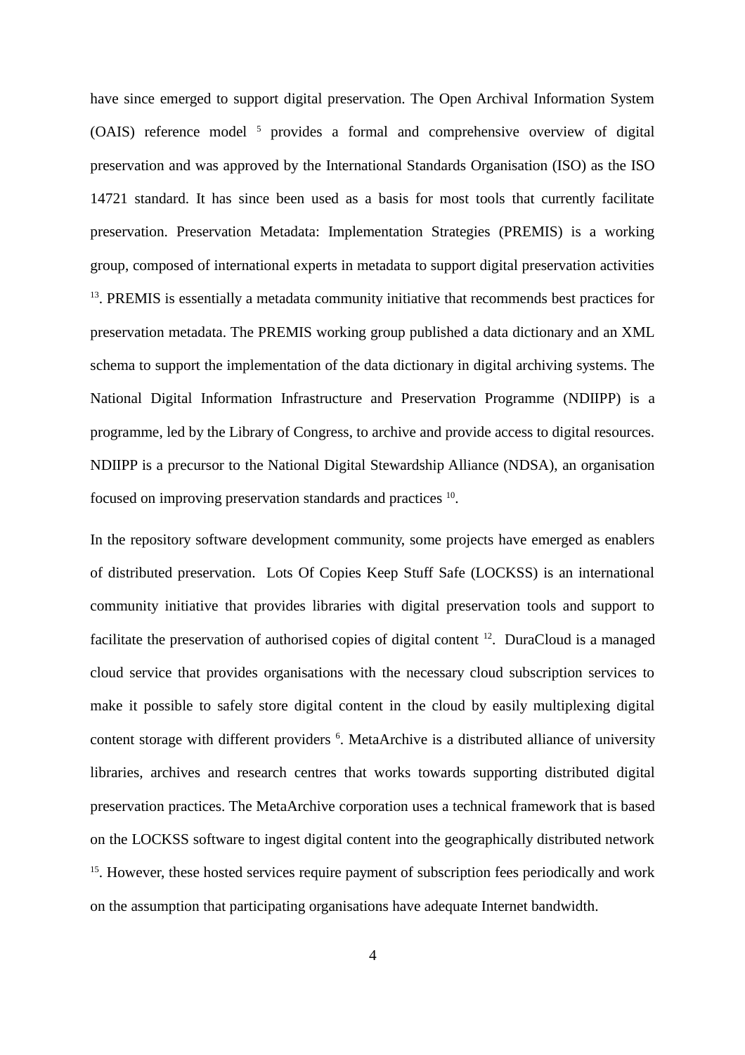have since emerged to support digital preservation. The Open Archival Information System (OAIS) reference model [5] provides a formal and comprehensive overview of digital preservation and was approved by the International Standards Organisation (ISO) as the ISO 14721 standard. It has since been used as a basis for most tools that currently facilitate preservation. Preservation Metadata: Implementation Strategies (PREMIS) is a working group, composed of international experts in metadata to support digital preservation activities [13]. PREMIS is essentially a metadata community initiative that recommends best practices for preservation metadata. The PREMIS working group published a data dictionary and an XML schema to support the implementation of the data dictionary in digital archiving systems. The National Digital Information Infrastructure and Preservation Programme (NDIIPP) is a programme, led by the Library of Congress, to archive and provide access to digital resources. NDIIPP is a precursor to the National Digital Stewardship Alliance (NDSA), an organisation focused on improving preservation standards and practices [10].

In the repository software development community, some projects have emerged as enablers of distributed preservation. Lots Of Copies Keep Stuff Safe (LOCKSS) is an international community initiative that provides libraries with digital preservation tools and support to facilitate the preservation of authorised copies of digital content [12]. DuraCloud is a managed cloud service that provides organisations with the necessary cloud subscription services to make it possible to safely store digital content in the cloud by easily multiplexing digital content storage with different providers [6]. MetaArchive is a distributed alliance of university libraries, archives and research centres that works towards supporting distributed digital preservation practices. The MetaArchive corporation uses a technical framework that is based on the LOCKSS software to ingest digital content into the geographically distributed network [15]. However, these hosted services require payment of subscription fees periodically and work on the assumption that participating organisations have adequate Internet bandwidth.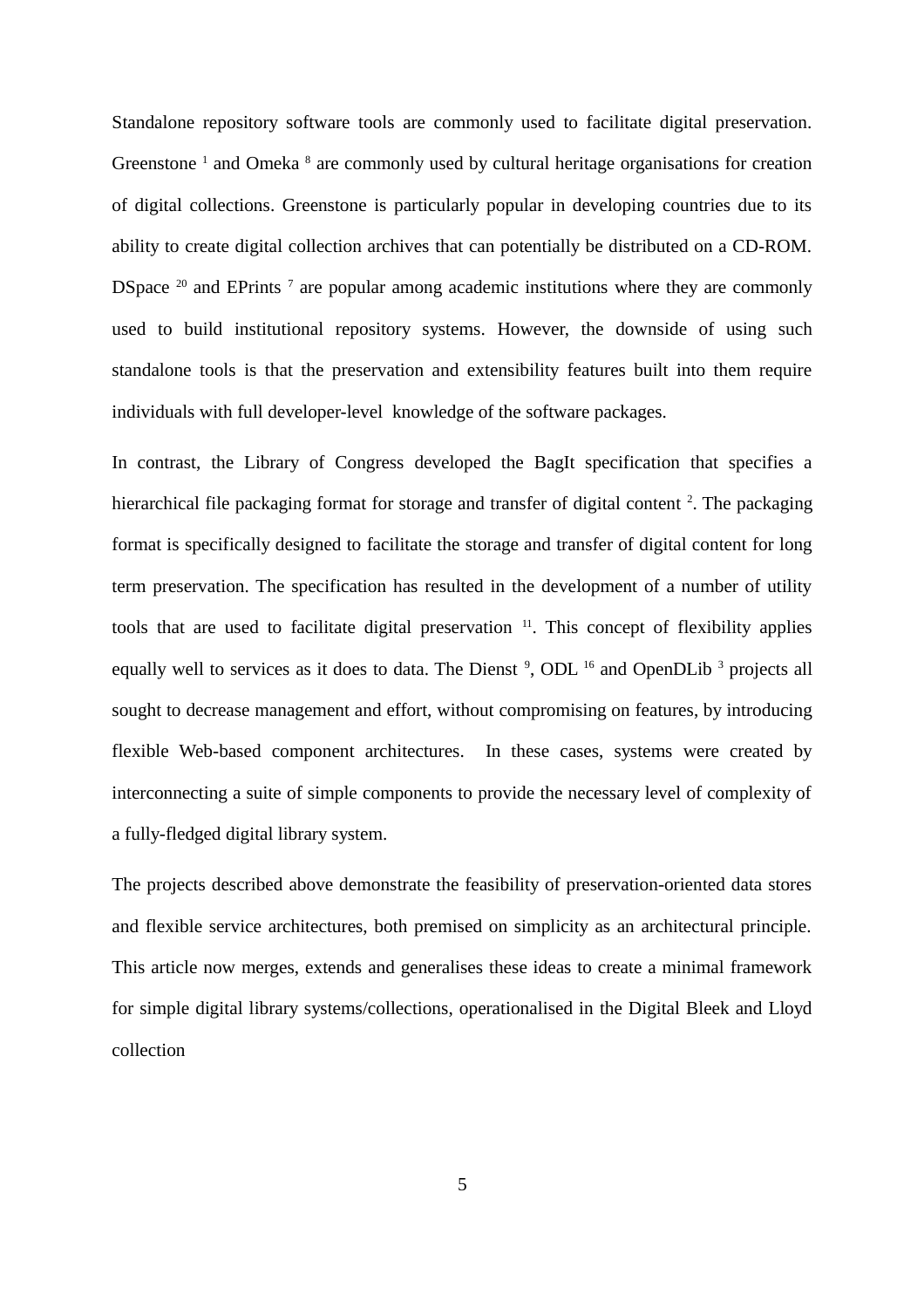Standalone repository software tools are commonly used to facilitate digital preservation. Greenstone [1] and Omeka [8] are commonly used by cultural heritage organisations for creation of digital collections. Greenstone is particularly popular in developing countries due to its ability to create digital collection archives that can potentially be distributed on a CD-ROM. DSpace [20] and EPrints [7] are popular among academic institutions where they are commonly used to build institutional repository systems. However, the downside of using such standalone tools is that the preservation and extensibility features built into them require individuals with full developer-level knowledge of the software packages.

In contrast, the Library of Congress developed the BagIt specification that specifies a hierarchical file packaging format for storage and transfer of digital content [2]. The packaging format is specifically designed to facilitate the storage and transfer of digital content for long term preservation. The specification has resulted in the development of a number of utility tools that are used to facilitate digital preservation [11]. This concept of flexibility applies equally well to services as it does to data. The Dienst [9], ODL [16] and OpenDLib [3] projects all sought to decrease management and effort, without compromising on features, by introducing flexible Web-based component architectures. In these cases, systems were created by interconnecting a suite of simple components to provide the necessary level of complexity of a fully-fledged digital library system.

The projects described above demonstrate the feasibility of preservation-oriented data stores and flexible service architectures, both premised on simplicity as an architectural principle. This article now merges, extends and generalises these ideas to create a minimal framework for simple digital library systems/collections, operationalised in the Digital Bleek and Lloyd collection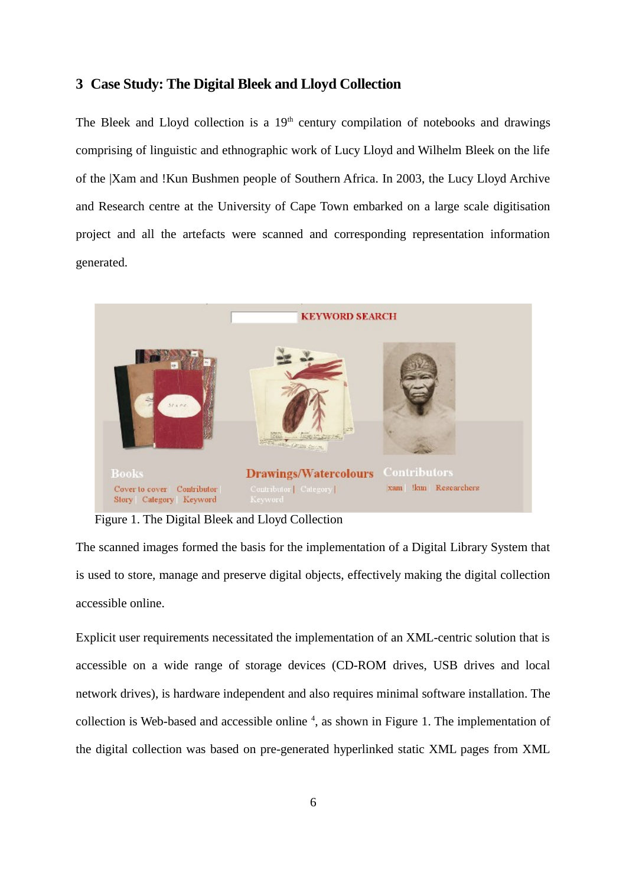## 3 Case Study: The Digital Bleek and Lloyd Collection

The Bleek and Lloyd collection is a 19th century compilation of notebooks and drawings comprising of linguistic and ethnographic work of Lucy Lloyd and Wilhelm Bleek on the life of the |Xam and !Kun Bushmen people of Southern Africa. In 2003, the Lucy Lloyd Archive and Research centre at the University of Cape Town embarked on a large scale digitisation project and all the artefacts were scanned and corresponding representation information generated.

KEYWORD SEARCH

Books
Cover to cover | Contributor | Story | Category | Keyword

Drawings/Watercolours
Contributor | Category | Keyword

Contributors
|xam | !kun | Researchers

Figure 1. The Digital Bleek and Lloyd Collection

The scanned images formed the basis for the implementation of a Digital Library System that is used to store, manage and preserve digital objects, effectively making the digital collection accessible online.

Explicit user requirements necessitated the implementation of an XML-centric solution that is accessible on a wide range of storage devices (CD-ROM drives, USB drives and local network drives), is hardware independent and also requires minimal software installation. The collection is Web-based and accessible online [4], as shown in Figure 1. The implementation of the digital collection was based on pre-generated hyperlinked static XML pages from XML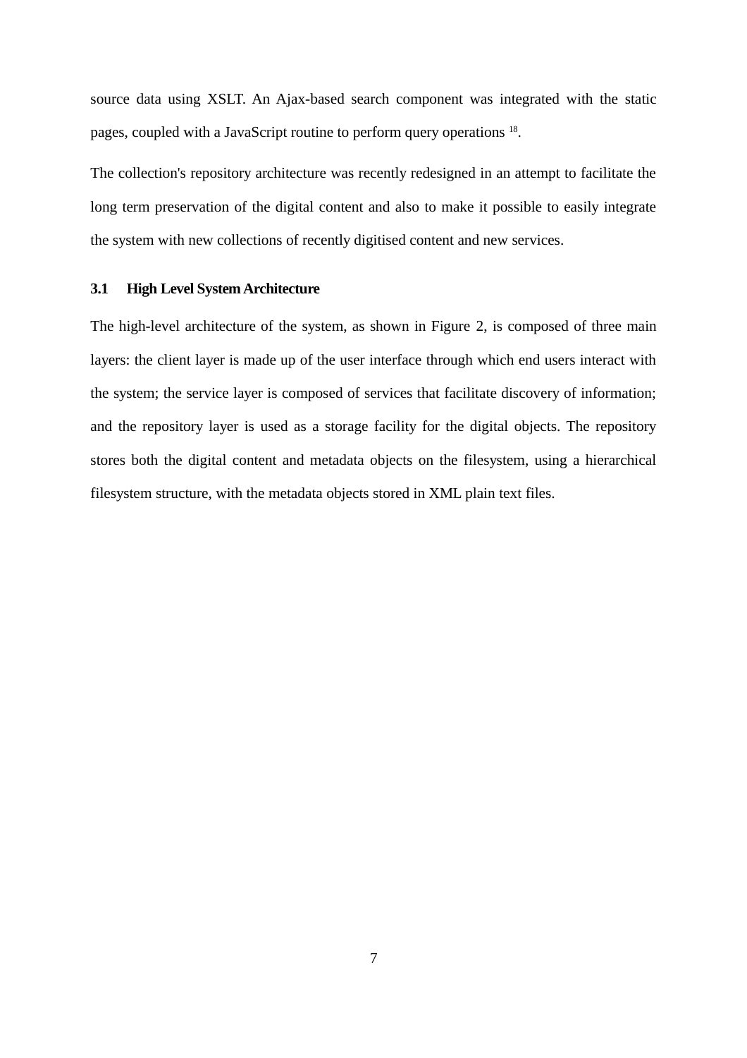source data using XSLT. An Ajax-based search component was integrated with the static pages, coupled with a JavaScript routine to perform query operations [18].

The collection's repository architecture was recently redesigned in an attempt to facilitate the long term preservation of the digital content and also to make it possible to easily integrate the system with new collections of recently digitised content and new services.

### 3.1 High Level System Architecture

The high-level architecture of the system, as shown in Figure 2, is composed of three main layers: the client layer is made up of the user interface through which end users interact with the system; the service layer is composed of services that facilitate discovery of information; and the repository layer is used as a storage facility for the digital objects. The repository stores both the digital content and metadata objects on the filesystem, using a hierarchical filesystem structure, with the metadata objects stored in XML plain text files.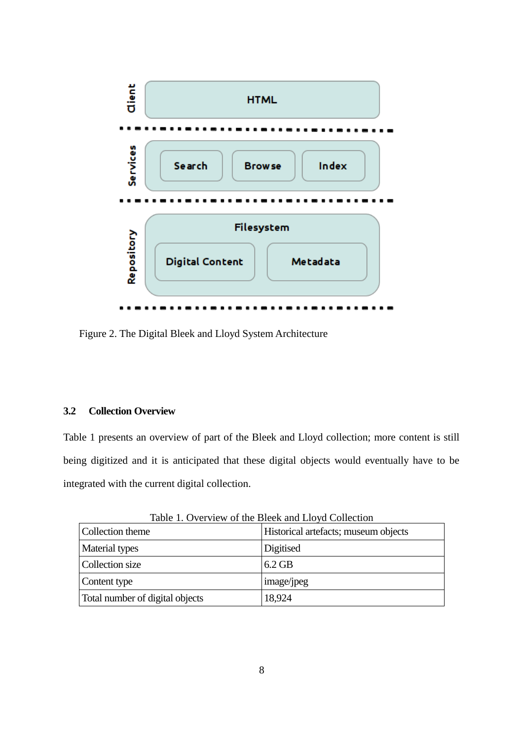Client

HTML

Services

Search

Browse

Index

Repository

Filesystem

Digital Content

Metadata

Figure 2. The Digital Bleek and Lloyd System Architecture

### 3.2 Collection Overview

Table 1 presents an overview of part of the Bleek and Lloyd collection; more content is still being digitized and it is anticipated that these digital objects would eventually have to be integrated with the current digital collection.

Table 1. Overview of the Bleek and Lloyd Collection

| | |
|---|---|
| Collection theme | Historical artefacts; museum objects |
| Material types | Digitised |
| Collection size | 6.2 GB |
| Content type | image/jpeg |
| Total number of digital objects | 18,924 |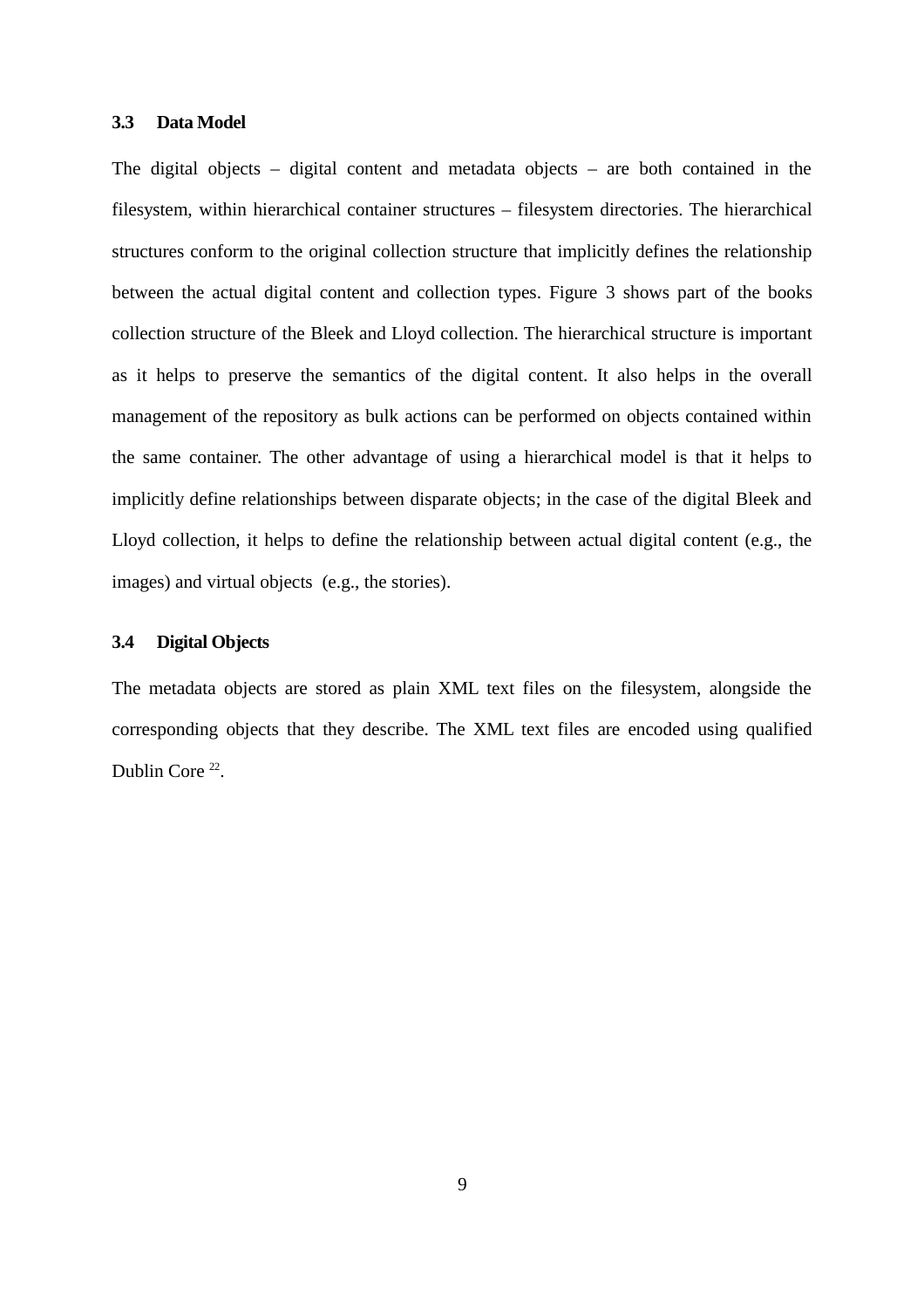### 3.3 Data Model

The digital objects – digital content and metadata objects – are both contained in the filesystem, within hierarchical container structures – filesystem directories. The hierarchical structures conform to the original collection structure that implicitly defines the relationship between the actual digital content and collection types. Figure 3 shows part of the books collection structure of the Bleek and Lloyd collection. The hierarchical structure is important as it helps to preserve the semantics of the digital content. It also helps in the overall management of the repository as bulk actions can be performed on objects contained within the same container. The other advantage of using a hierarchical model is that it helps to implicitly define relationships between disparate objects; in the case of the digital Bleek and Lloyd collection, it helps to define the relationship between actual digital content (e.g., the images) and virtual objects (e.g., the stories).

### 3.4 Digital Objects

The metadata objects are stored as plain XML text files on the filesystem, alongside the corresponding objects that they describe. The XML text files are encoded using qualified Dublin Core [22].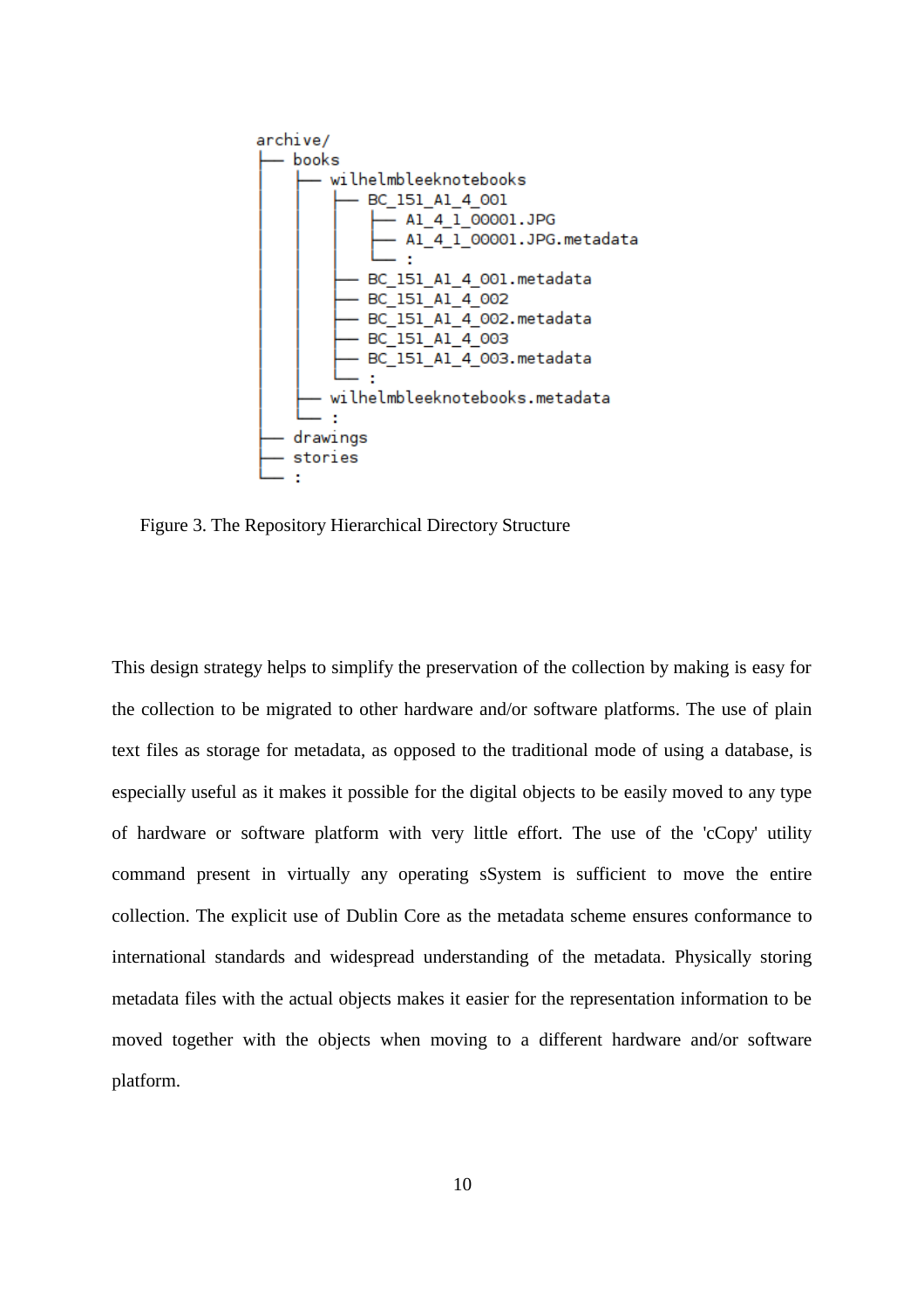```
archive/
├── books
│   ├── wilhelmbleeknotebooks
│   │   ├── BC_151_A1_4_001
│   │   │   ├── A1_4_1_00001.JPG
│   │   │   ├── A1_4_1_00001.JPG.metadata
│   │   │   └── :
│   │   ├── BC_151_A1_4_001.metadata
│   │   ├── BC_151_A1_4_002
│   │   ├── BC_151_A1_4_002.metadata
│   │   ├── BC_151_A1_4_003
│   │   ├── BC_151_A1_4_003.metadata
│   │   └── :
│   ├── wilhelmbleeknotebooks.metadata
│   └── :
├── drawings
├── stories
└── :
```

Figure 3. The Repository Hierarchical Directory Structure

This design strategy helps to simplify the preservation of the collection by making is easy for the collection to be migrated to other hardware and/or software platforms. The use of plain text files as storage for metadata, as opposed to the traditional mode of using a database, is especially useful as it makes it possible for the digital objects to be easily moved to any type of hardware or software platform with very little effort. The use of the 'cCopy' utility command present in virtually any operating sSystem is sufficient to move the entire collection. The explicit use of Dublin Core as the metadata scheme ensures conformance to international standards and widespread understanding of the metadata. Physically storing metadata files with the actual objects makes it easier for the representation information to be moved together with the objects when moving to a different hardware and/or software platform.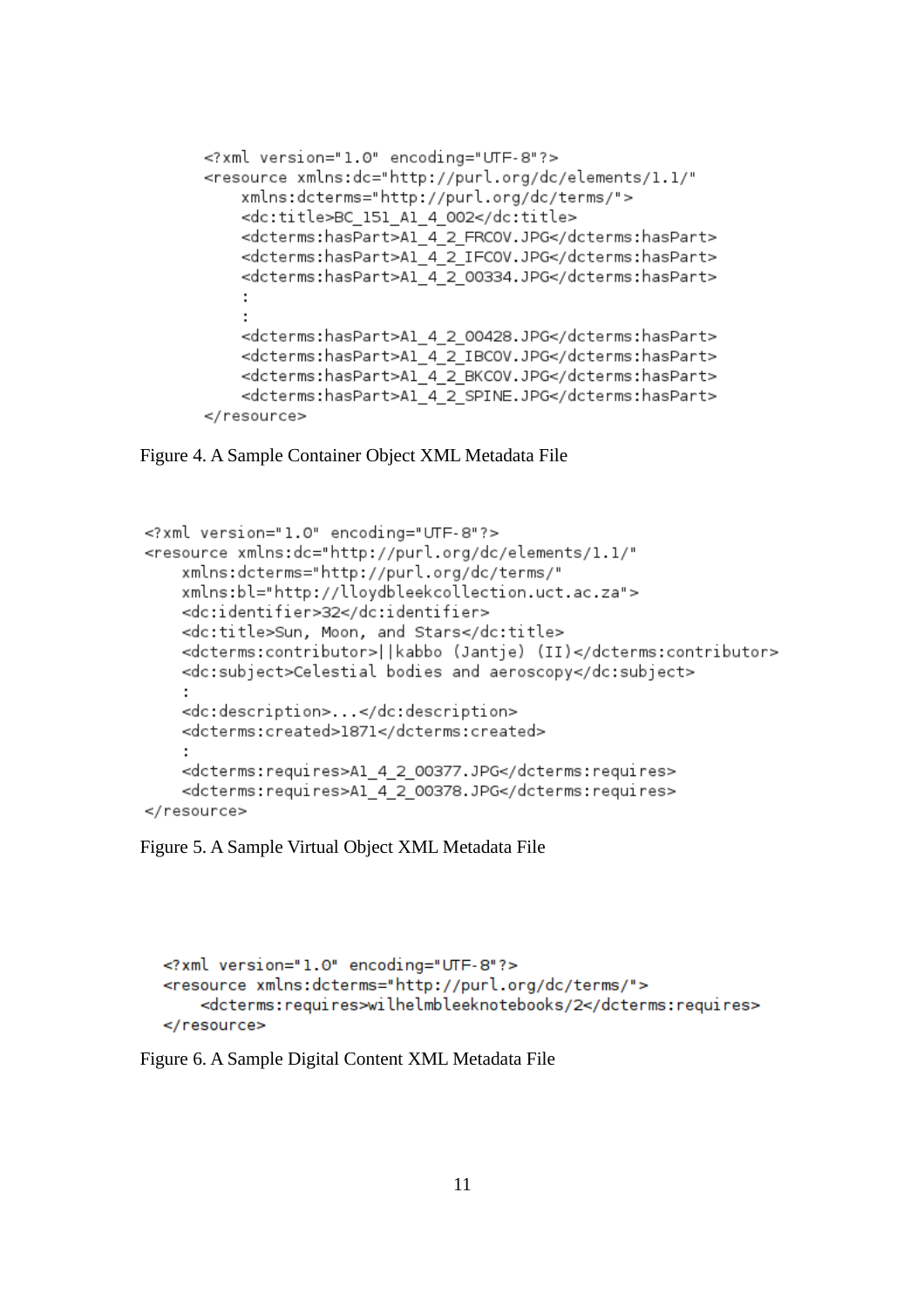```xml
<?xml version="1.0" encoding="UTF-8"?>
<resource xmlns:dc="http://purl.org/dc/elements/1.1/"
    xmlns:dcterms="http://purl.org/dc/terms/">
    <dc:title>BC_151_A1_4_002</dc:title>
    <dcterms:hasPart>A1_4_2_FRCOV.JPG</dcterms:hasPart>
    <dcterms:hasPart>A1_4_2_IFCOV.JPG</dcterms:hasPart>
    <dcterms:hasPart>A1_4_2_00334.JPG</dcterms:hasPart>
    :
    :
    <dcterms:hasPart>A1_4_2_00428.JPG</dcterms:hasPart>
    <dcterms:hasPart>A1_4_2_IBCOV.JPG</dcterms:hasPart>
    <dcterms:hasPart>A1_4_2_BKCOV.JPG</dcterms:hasPart>
    <dcterms:hasPart>A1_4_2_SPINE.JPG</dcterms:hasPart>
</resource>
```

Figure 4. A Sample Container Object XML Metadata File

```xml
<?xml version="1.0" encoding="UTF-8"?>
<resource xmlns:dc="http://purl.org/dc/elements/1.1/"
    xmlns:dcterms="http://purl.org/dc/terms/"
    xmlns:bl="http://lloydbleekcollection.uct.ac.za">
    <dc:identifier>32</dc:identifier>
    <dc:title>Sun, Moon, and Stars</dc:title>
    <dcterms:contributor>||kabbo (Jantje) (II)</dcterms:contributor>
    <dc:subject>Celestial bodies and aeroscopy</dc:subject>
    :
    <dc:description>...</dc:description>
    <dcterms:created>1871</dcterms:created>
    :
    <dcterms:requires>A1_4_2_00377.JPG</dcterms:requires>
    <dcterms:requires>A1_4_2_00378.JPG</dcterms:requires>
</resource>
```

Figure 5. A Sample Virtual Object XML Metadata File

```xml
<?xml version="1.0" encoding="UTF-8"?>
<resource xmlns:dcterms="http://purl.org/dc/terms/">
    <dcterms:requires>wilhelmbleeknotebooks/2</dcterms:requires>
</resource>
```

Figure 6. A Sample Digital Content XML Metadata File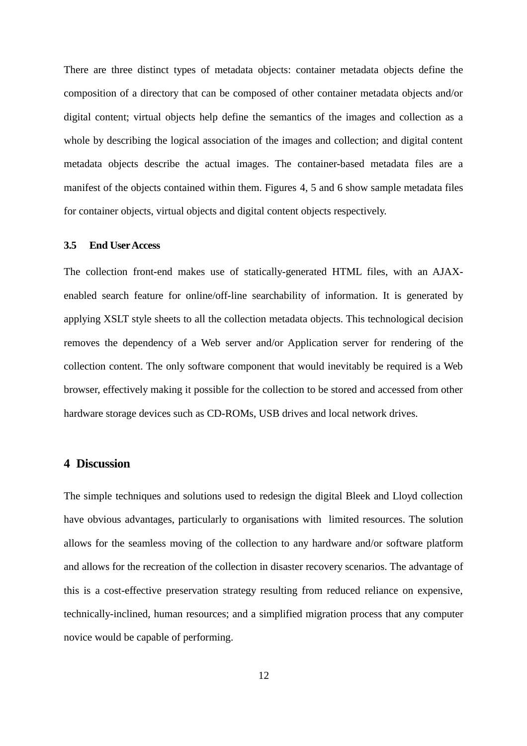There are three distinct types of metadata objects: container metadata objects define the composition of a directory that can be composed of other container metadata objects and/or digital content; virtual objects help define the semantics of the images and collection as a whole by describing the logical association of the images and collection; and digital content metadata objects describe the actual images. The container-based metadata files are a manifest of the objects contained within them. Figures 4, 5 and 6 show sample metadata files for container objects, virtual objects and digital content objects respectively.

### 3.5 End User Access

The collection front-end makes use of statically-generated HTML files, with an AJAX-enabled search feature for online/off-line searchability of information. It is generated by applying XSLT style sheets to all the collection metadata objects. This technological decision removes the dependency of a Web server and/or Application server for rendering of the collection content. The only software component that would inevitably be required is a Web browser, effectively making it possible for the collection to be stored and accessed from other hardware storage devices such as CD-ROMs, USB drives and local network drives.

## 4 Discussion

The simple techniques and solutions used to redesign the digital Bleek and Lloyd collection have obvious advantages, particularly to organisations with limited resources. The solution allows for the seamless moving of the collection to any hardware and/or software platform and allows for the recreation of the collection in disaster recovery scenarios. The advantage of this is a cost-effective preservation strategy resulting from reduced reliance on expensive, technically-inclined, human resources; and a simplified migration process that any computer novice would be capable of performing.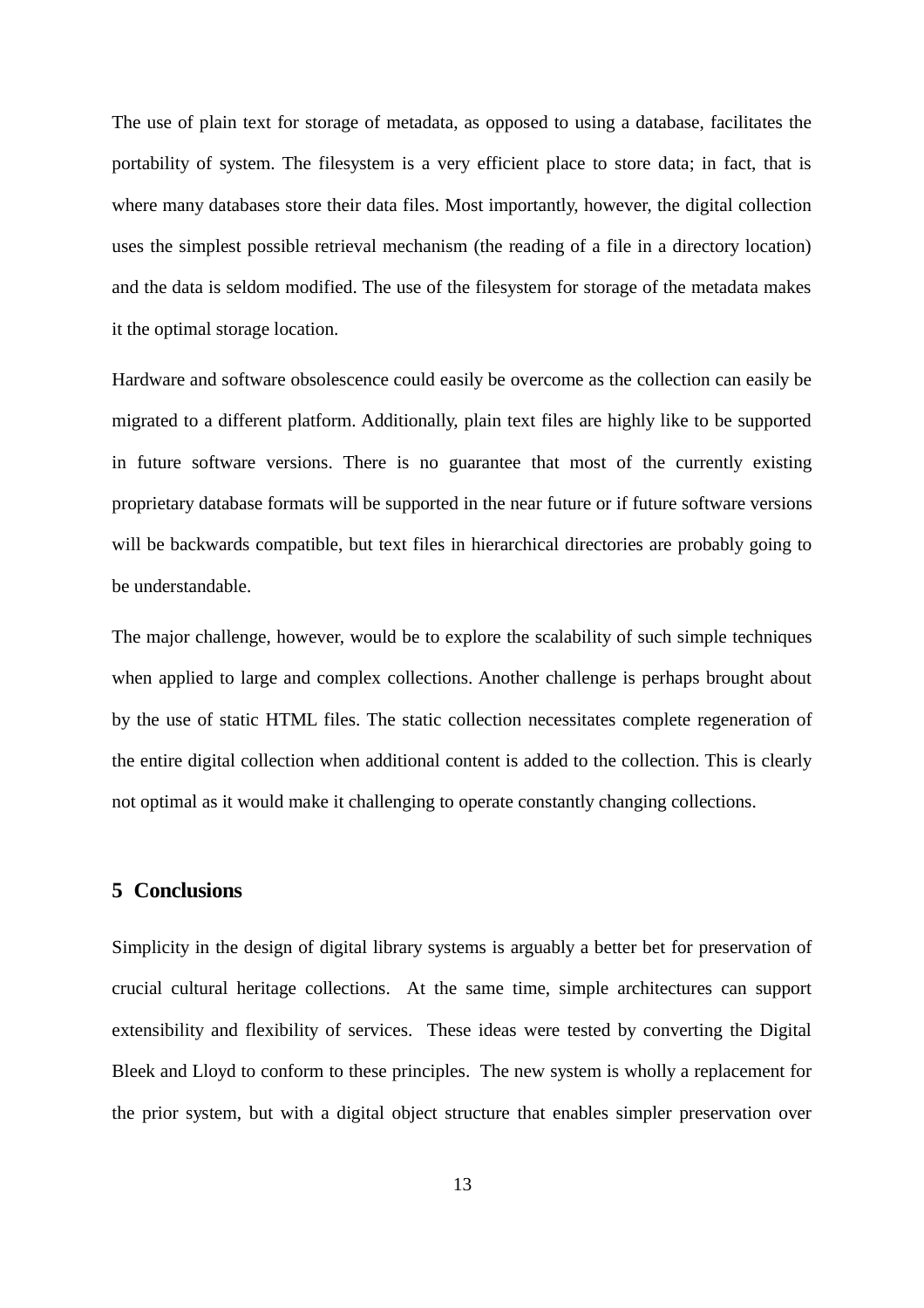The use of plain text for storage of metadata, as opposed to using a database, facilitates the portability of system. The filesystem is a very efficient place to store data; in fact, that is where many databases store their data files. Most importantly, however, the digital collection uses the simplest possible retrieval mechanism (the reading of a file in a directory location) and the data is seldom modified. The use of the filesystem for storage of the metadata makes it the optimal storage location.

Hardware and software obsolescence could easily be overcome as the collection can easily be migrated to a different platform. Additionally, plain text files are highly like to be supported in future software versions. There is no guarantee that most of the currently existing proprietary database formats will be supported in the near future or if future software versions will be backwards compatible, but text files in hierarchical directories are probably going to be understandable.

The major challenge, however, would be to explore the scalability of such simple techniques when applied to large and complex collections. Another challenge is perhaps brought about by the use of static HTML files. The static collection necessitates complete regeneration of the entire digital collection when additional content is added to the collection. This is clearly not optimal as it would make it challenging to operate constantly changing collections.

## 5 Conclusions

Simplicity in the design of digital library systems is arguably a better bet for preservation of crucial cultural heritage collections. At the same time, simple architectures can support extensibility and flexibility of services. These ideas were tested by converting the Digital Bleek and Lloyd to conform to these principles. The new system is wholly a replacement for the prior system, but with a digital object structure that enables simpler preservation over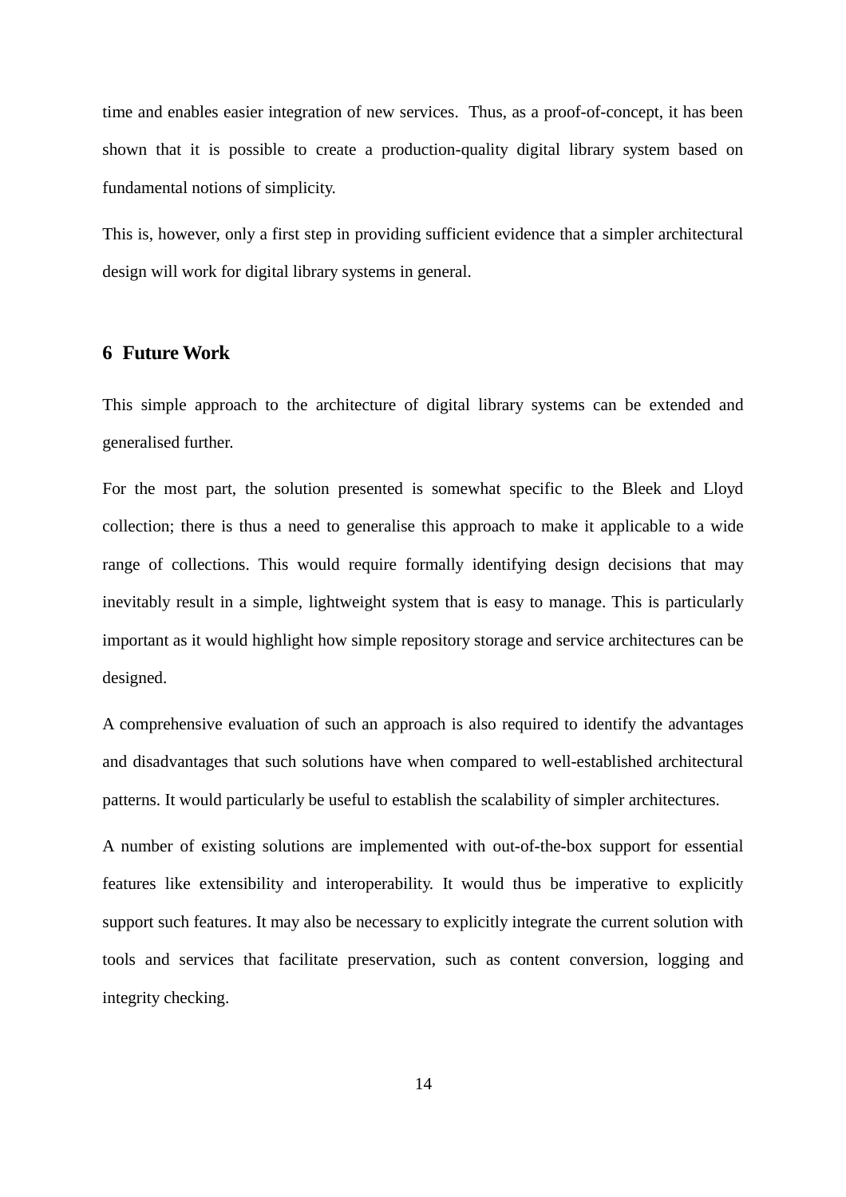time and enables easier integration of new services. Thus, as a proof-of-concept, it has been shown that it is possible to create a production-quality digital library system based on fundamental notions of simplicity.

This is, however, only a first step in providing sufficient evidence that a simpler architectural design will work for digital library systems in general.

## 6 Future Work

This simple approach to the architecture of digital library systems can be extended and generalised further.

For the most part, the solution presented is somewhat specific to the Bleek and Lloyd collection; there is thus a need to generalise this approach to make it applicable to a wide range of collections. This would require formally identifying design decisions that may inevitably result in a simple, lightweight system that is easy to manage. This is particularly important as it would highlight how simple repository storage and service architectures can be designed.

A comprehensive evaluation of such an approach is also required to identify the advantages and disadvantages that such solutions have when compared to well-established architectural patterns. It would particularly be useful to establish the scalability of simpler architectures.

A number of existing solutions are implemented with out-of-the-box support for essential features like extensibility and interoperability. It would thus be imperative to explicitly support such features. It may also be necessary to explicitly integrate the current solution with tools and services that facilitate preservation, such as content conversion, logging and integrity checking.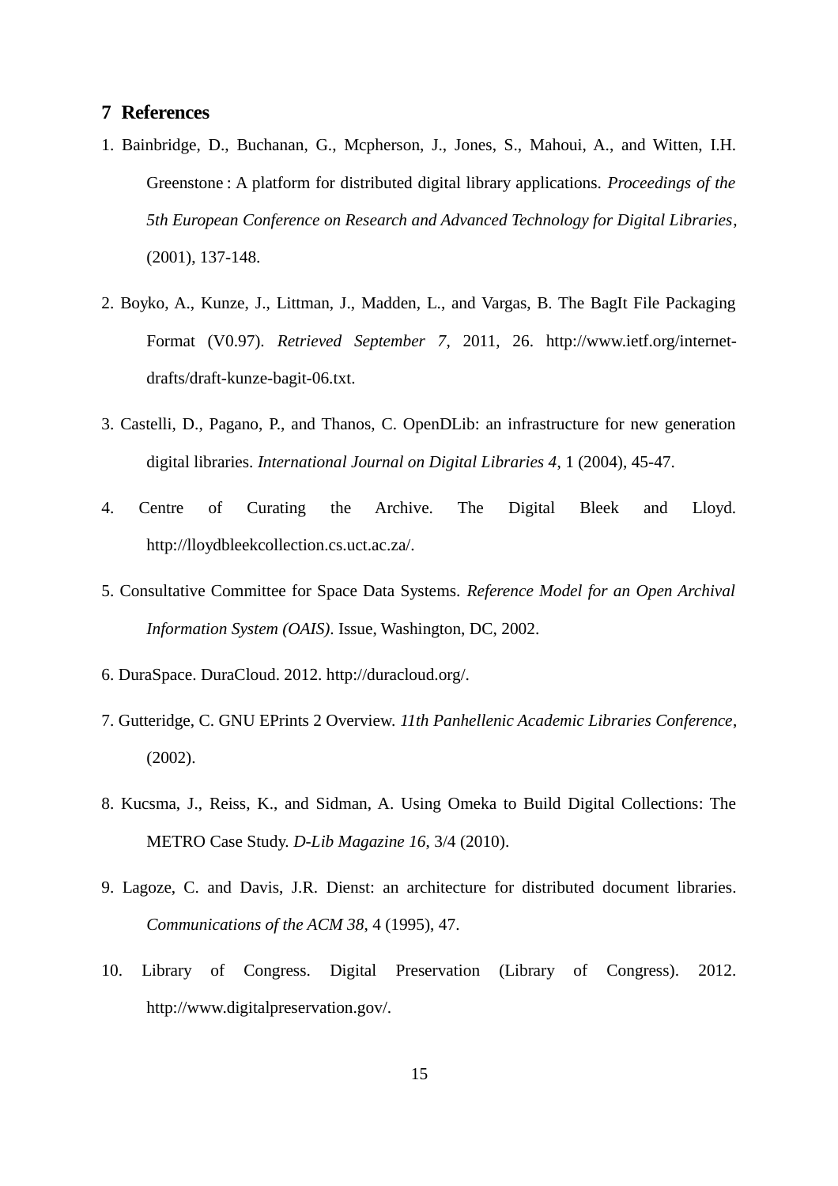## 7 References

1. Bainbridge, D., Buchanan, G., Mcpherson, J., Jones, S., Mahoui, A., and Witten, I.H. Greenstone : A platform for distributed digital library applications. *Proceedings of the 5th European Conference on Research and Advanced Technology for Digital Libraries*, (2001), 137-148.

2. Boyko, A., Kunze, J., Littman, J., Madden, L., and Vargas, B. The BagIt File Packaging Format (V0.97). *Retrieved September 7*, 2011, 26. http://www.ietf.org/internet-drafts/draft-kunze-bagit-06.txt.

3. Castelli, D., Pagano, P., and Thanos, C. OpenDLib: an infrastructure for new generation digital libraries. *International Journal on Digital Libraries 4*, 1 (2004), 45-47.

4. Centre of Curating the Archive. The Digital Bleek and Lloyd. http://lloydbleekcollection.cs.uct.ac.za/.

5. Consultative Committee for Space Data Systems. *Reference Model for an Open Archival Information System (OAIS)*. Issue, Washington, DC, 2002.

6. DuraSpace. DuraCloud. 2012. http://duracloud.org/.

7. Gutteridge, C. GNU EPrints 2 Overview. *11th Panhellenic Academic Libraries Conference*, (2002).

8. Kucsma, J., Reiss, K., and Sidman, A. Using Omeka to Build Digital Collections: The METRO Case Study. *D-Lib Magazine 16*, 3/4 (2010).

9. Lagoze, C. and Davis, J.R. Dienst: an architecture for distributed document libraries. *Communications of the ACM 38*, 4 (1995), 47.

10. Library of Congress. Digital Preservation (Library of Congress). 2012. http://www.digitalpreservation.gov/.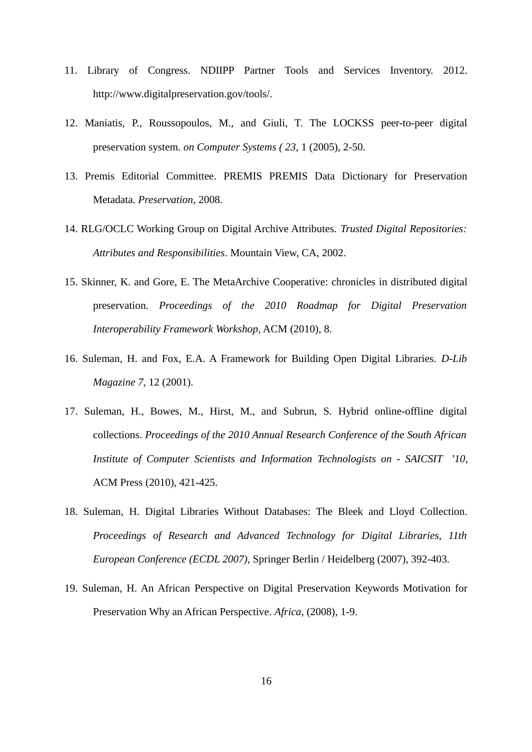11. Library of Congress. NDIIPP Partner Tools and Services Inventory. 2012. http://www.digitalpreservation.gov/tools/.

12. Maniatis, P., Roussopoulos, M., and Giuli, T. The LOCKSS peer-to-peer digital preservation system. *on Computer Systems ( 23*, 1 (2005), 2-50.

13. Premis Editorial Committee. PREMIS PREMIS Data Dictionary for Preservation Metadata. *Preservation*, 2008.

14. RLG/OCLC Working Group on Digital Archive Attributes. *Trusted Digital Repositories: Attributes and Responsibilities*. Mountain View, CA, 2002.

15. Skinner, K. and Gore, E. The MetaArchive Cooperative: chronicles in distributed digital preservation. *Proceedings of the 2010 Roadmap for Digital Preservation Interoperability Framework Workshop*, ACM (2010), 8.

16. Suleman, H. and Fox, E.A. A Framework for Building Open Digital Libraries. *D-Lib Magazine 7*, 12 (2001).

17. Suleman, H., Bowes, M., Hirst, M., and Subrun, S. Hybrid online-offline digital collections. *Proceedings of the 2010 Annual Research Conference of the South African Institute of Computer Scientists and Information Technologists on - SAICSIT '10*, ACM Press (2010), 421-425.

18. Suleman, H. Digital Libraries Without Databases: The Bleek and Lloyd Collection. *Proceedings of Research and Advanced Technology for Digital Libraries, 11th European Conference (ECDL 2007)*, Springer Berlin / Heidelberg (2007), 392-403.

19. Suleman, H. An African Perspective on Digital Preservation Keywords Motivation for Preservation Why an African Perspective. *Africa*, (2008), 1-9.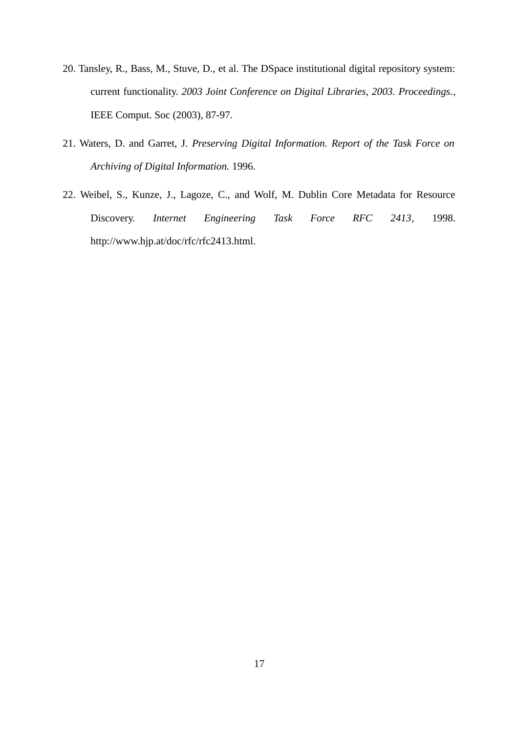20. Tansley, R., Bass, M., Stuve, D., et al. The DSpace institutional digital repository system: current functionality. *2003 Joint Conference on Digital Libraries, 2003. Proceedings.*, IEEE Comput. Soc (2003), 87-97.

21. Waters, D. and Garret, J. *Preserving Digital Information. Report of the Task Force on Archiving of Digital Information.* 1996.

22. Weibel, S., Kunze, J., Lagoze, C., and Wolf, M. Dublin Core Metadata for Resource Discovery. *Internet Engineering Task Force RFC 2413*, 1998. http://www.hjp.at/doc/rfc/rfc2413.html.